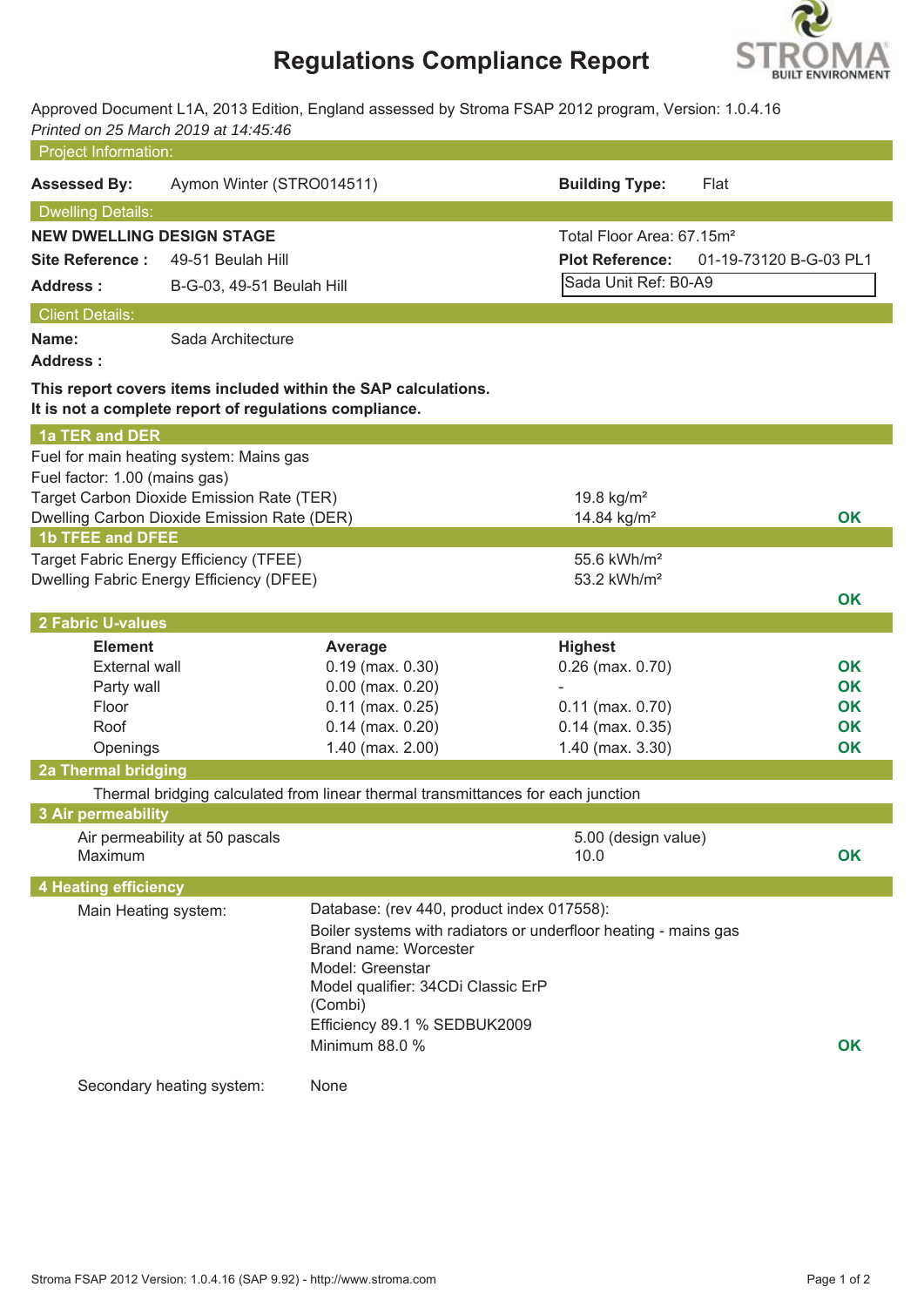# Regulations Compliance Report

Approved Document L1A, 2013 Edition, England assessed by Stroma FSAP 2012 program, Version: 1.0.4.16
*Printed on 25 March 2019 at 14:45:46*

## Project Information:

**Assessed By:** Aymon Winter (STRO014511)    **Building Type:** Flat

## Dwelling Details:

**NEW DWELLING DESIGN STAGE**    Total Floor Area: 67.15m²

**Site Reference :** 49-51 Beulah Hill    **Plot Reference:** 01-19-73120 B-G-03 PL1

**Address :** B-G-03, 49-51 Beulah Hill    Sada Unit Ref: B0-A9

## Client Details:

**Name:** Sada Architecture

**Address :**

**This report covers items included within the SAP calculations.**
**It is not a complete report of regulations compliance.**

## 1a TER and DER

Fuel for main heating system: Mains gas
Fuel factor: 1.00 (mains gas)

| | | |
|---|---|---|
| Target Carbon Dioxide Emission Rate (TER) | 19.8 kg/m² | |
| Dwelling Carbon Dioxide Emission Rate (DER) | 14.84 kg/m² | OK |

## 1b TFEE and DFEE

| | | |
|---|---|---|
| Target Fabric Energy Efficiency (TFEE) | 55.6 kWh/m² | |
| Dwelling Fabric Energy Efficiency (DFEE) | 53.2 kWh/m² | |
| | | OK |

## 2 Fabric U-values

| Element | Average | Highest | |
|---|---|---|---|
| External wall | 0.19 (max. 0.30) | 0.26 (max. 0.70) | OK |
| Party wall | 0.00 (max. 0.20) | - | OK |
| Floor | 0.11 (max. 0.25) | 0.11 (max. 0.70) | OK |
| Roof | 0.14 (max. 0.20) | 0.14 (max. 0.35) | OK |
| Openings | 1.40 (max. 2.00) | 1.40 (max. 3.30) | OK |

## 2a Thermal bridging

Thermal bridging calculated from linear thermal transmittances for each junction

## 3 Air permeability

| | | |
|---|---|---|
| Air permeability at 50 pascals | 5.00 (design value) | |
| Maximum | 10.0 | OK |

## 4 Heating efficiency

Main Heating system: Database: (rev 440, product index 017558):
Boiler systems with radiators or underfloor heating - mains gas
Brand name: Worcester
Model: Greenstar
Model qualifier: 34CDi Classic ErP
(Combi)
Efficiency 89.1 % SEDBUK2009
Minimum 88.0 % — **OK**

Secondary heating system: None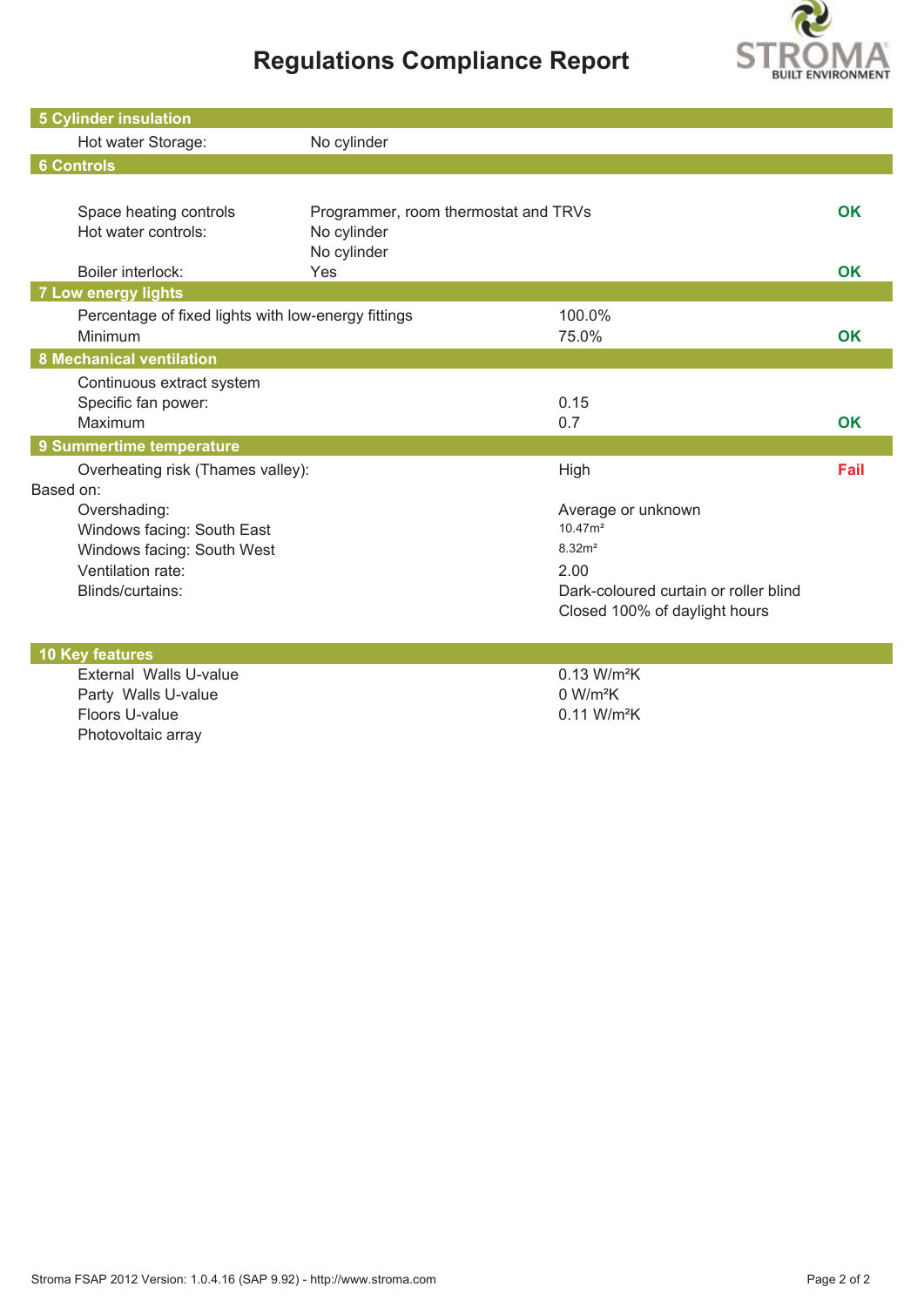# Regulations Compliance Report

## 5 Cylinder insulation

| | | | |
|---|---|---|---|
| Hot water Storage: | No cylinder | | |

## 6 Controls

| | | | |
|---|---|---|---|
| Space heating controls | Programmer, room thermostat and TRVs | | OK |
| Hot water controls: | No cylinder<br>No cylinder | | |
| Boiler interlock: | Yes | | OK |

## 7 Low energy lights

| | | |
|---|---|---|
| Percentage of fixed lights with low-energy fittings | 100.0% | |
| Minimum | 75.0% | OK |

## 8 Mechanical ventilation

| | | |
|---|---|---|
| Continuous extract system | | |
| Specific fan power: | 0.15 | |
| Maximum | 0.7 | OK |

## 9 Summertime temperature

| | | |
|---|---|---|
| Overheating risk (Thames valley): | High | Fail |
| Based on: | | |
| Overshading: | Average or unknown | |
| Windows facing: South East | 10.47m² | |
| Windows facing: South West | 8.32m² | |
| Ventilation rate: | 2.00 | |
| Blinds/curtains: | Dark-coloured curtain or roller blind<br>Closed 100% of daylight hours | |

## 10 Key features

| | |
|---|---|
| External Walls U-value | 0.13 W/m²K |
| Party Walls U-value | 0 W/m²K |
| Floors U-value | 0.11 W/m²K |
| Photovoltaic array | |

Stroma FSAP 2012 Version: 1.0.4.16 (SAP 9.92) - http://www.stroma.com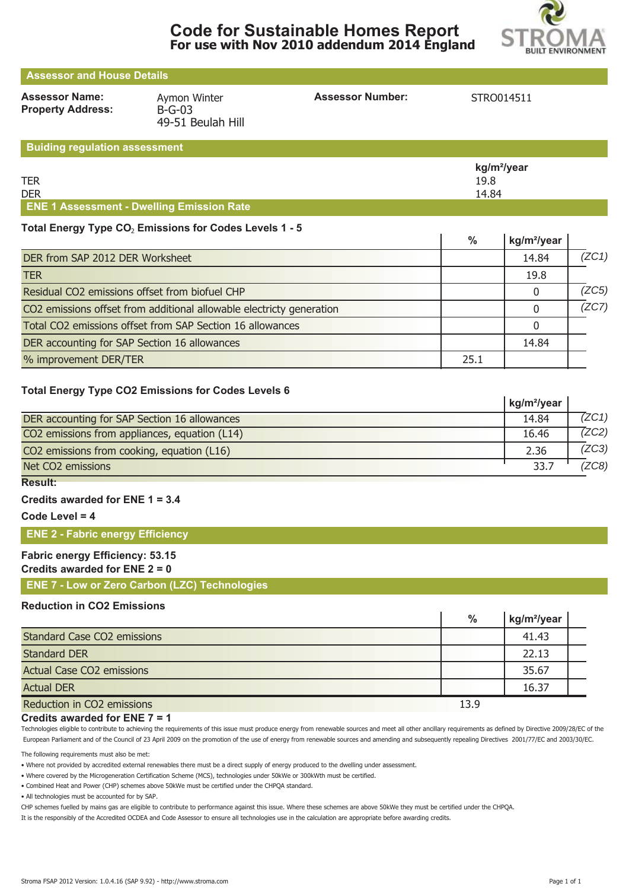# Code for Sustainable Homes Report
## For use with Nov 2010 addendum 2014 England

STROMA BUILT ENVIRONMENT

## Assessor and House Details

**Assessor Name:** Aymon Winter
**Property Address:** B-G-03
49-51 Beulah Hill
**Assessor Number:** STRO014511

## Buiding regulation assessment

| | kg/m²/year |
|---|---|
| TER | 19.8 |
| DER | 14.84 |

## ENE 1 Assessment - Dwelling Emission Rate

**Total Energy Type $CO_2$ Emissions for Codes Levels 1 - 5**

| | % | kg/m²/year | |
|---|---|---|---|
| DER from SAP 2012 DER Worksheet | | 14.84 | *(ZC1)* |
| TER | | 19.8 | |
| Residual CO2 emissions offset from biofuel CHP | | 0 | *(ZC5)* |
| CO2 emissions offset from additional allowable electricty generation | | 0 | *(ZC7)* |
| Total CO2 emissions offset from SAP Section 16 allowances | | 0 | |
| DER accounting for SAP Section 16 allowances | | 14.84 | |
| % improvement DER/TER | 25.1 | | |

**Total Energy Type CO2 Emissions for Codes Levels 6**

| | kg/m²/year | |
|---|---|---|
| DER accounting for SAP Section 16 allowances | 14.84 | *(ZC1)* |
| CO2 emissions from appliances, equation (L14) | 16.46 | *(ZC2)* |
| CO2 emissions from cooking, equation (L16) | 2.36 | *(ZC3)* |
| Net CO2 emissions | 33.7 | *(ZC8)* |

**Result:**

**Credits awarded for ENE 1 = 3.4**

**Code Level = 4**

## ENE 2 - Fabric energy Efficiency

**Fabric energy Efficiency: 53.15**
**Credits awarded for ENE 2 = 0**

## ENE 7 - Low or Zero Carbon (LZC) Technologies

**Reduction in CO2 Emissions**

| | % | kg/m²/year |
|---|---|---|
| Standard Case CO2 emissions | | 41.43 |
| Standard DER | | 22.13 |
| Actual Case CO2 emissions | | 35.67 |
| Actual DER | | 16.37 |
| Reduction in CO2 emissions | 13.9 | |

**Credits awarded for ENE 7 = 1**

Technologies eligible to contribute to achieving the requirements of this issue must produce energy from renewable sources and meet all other ancillary requirements as defined by Directive 2009/28/EC of the European Parliament and of the Council of 23 April 2009 on the promotion of the use of energy from renewable sources and amending and subsequently repealing Directives 2001/77/EC and 2003/30/EC.

The following requirements must also be met:

- Where not provided by accredited external renewables there must be a direct supply of energy produced to the dwelling under assessment.
- Where covered by the Microgeneration Certification Scheme (MCS), technologies under 50kWe or 300kWth must be certified.
- Combined Heat and Power (CHP) schemes above 50kWe must be certified under the CHPQA standard.
- All technologies must be accounted for by SAP.

CHP schemes fuelled by mains gas are eligible to contribute to performance against this issue. Where these schemes are above 50kWe they must be certified under the CHPQA.
It is the responsibly of the Accredited OCDEA and Code Assessor to ensure all technologies use in the calculation are appropriate before awarding credits.

Stroma FSAP 2012 Version: 1.0.4.16 (SAP 9.92) - http://www.stroma.com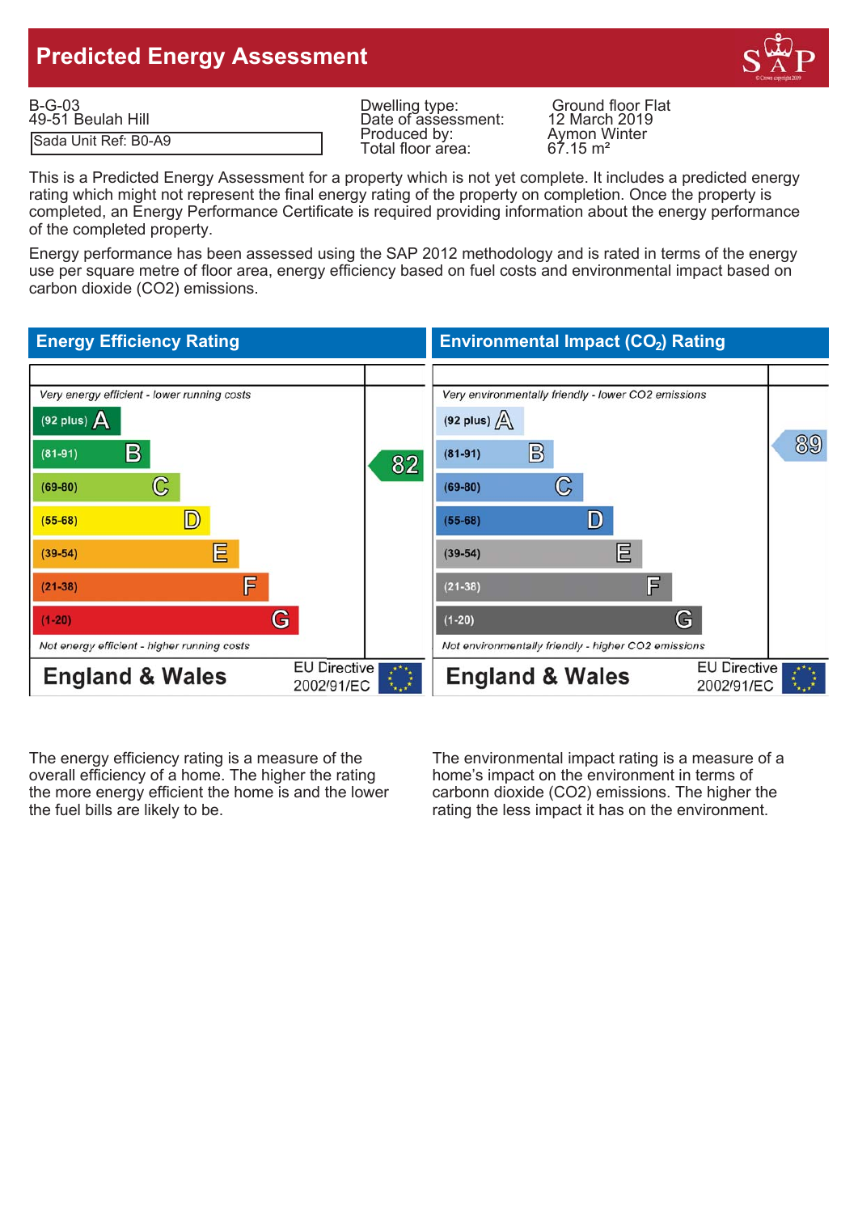# Predicted Energy Assessment

B-G-03
49-51 Beulah Hill
Sada Unit Ref: B0-A9

| | |
|---|---|
| Dwelling type: | Ground floor Flat |
| Date of assessment: | 12 March 2019 |
| Produced by: | Aymon Winter |
| Total floor area: | 67.15 m² |

This is a Predicted Energy Assessment for a property which is not yet complete. It includes a predicted energy rating which might not represent the final energy rating of the property on completion. Once the property is completed, an Energy Performance Certificate is required providing information about the energy performance of the completed property.

Energy performance has been assessed using the SAP 2012 methodology and is rated in terms of the energy use per square metre of floor area, energy efficiency based on fuel costs and environmental impact based on carbon dioxide (CO2) emissions.

## Energy Efficiency Rating

*Very energy efficient - lower running costs*

| Rating band | Band | Current |
|---|---|---|
| (92 plus) | A | |
| (81-91) | B | 82 |
| (69-80) | C | |
| (55-68) | D | |
| (39-54) | E | |
| (21-38) | F | |
| (1-20) | G | |

*Not energy efficient - higher running costs*

England & Wales — EU Directive 2002/91/EC

## Environmental Impact ($CO_2$) Rating

*Very environmentally friendly - lower CO2 emissions*

| Rating band | Band | Current |
|---|---|---|
| (92 plus) | A | |
| (81-91) | B | 89 |
| (69-80) | C | |
| (55-68) | D | |
| (39-54) | E | |
| (21-38) | F | |
| (1-20) | G | |

*Not environmentally friendly - higher CO2 emissions*

England & Wales — EU Directive 2002/91/EC

The energy efficiency rating is a measure of the overall efficiency of a home. The higher the rating the more energy efficient the home is and the lower the fuel bills are likely to be.

The environmental impact rating is a measure of a home's impact on the environment in terms of carbonn dioxide (CO2) emissions. The higher the rating the less impact it has on the environment.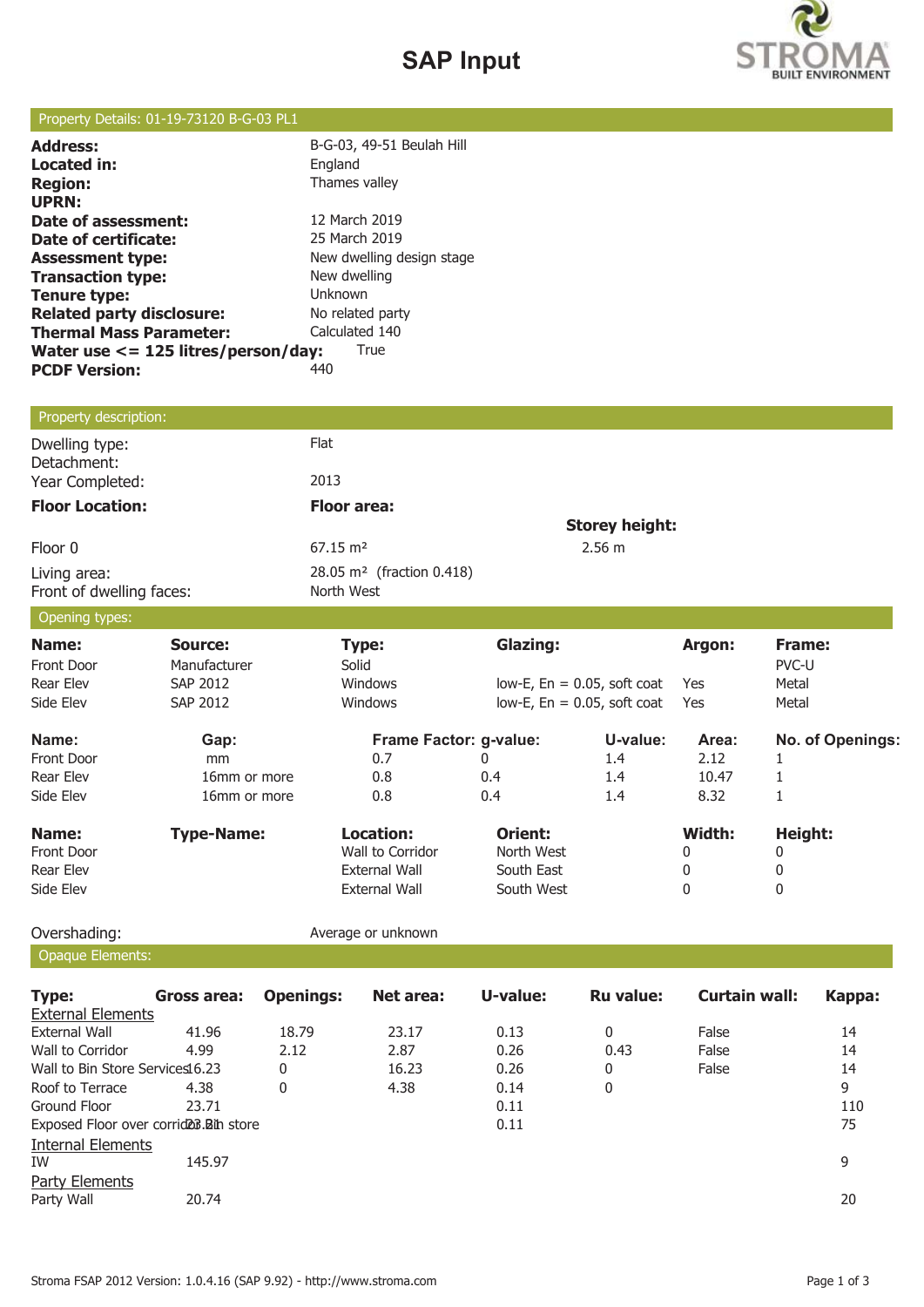# SAP Input

## Property Details: 01-19-73120 B-G-03 PL1

| | |
|---|---|
| **Address:** | B-G-03, 49-51 Beulah Hill |
| **Located in:** | England |
| **Region:** | Thames valley |
| **UPRN:** | |
| **Date of assessment:** | 12 March 2019 |
| **Date of certificate:** | 25 March 2019 |
| **Assessment type:** | New dwelling design stage |
| **Transaction type:** | New dwelling |
| **Tenure type:** | Unknown |
| **Related party disclosure:** | No related party |
| **Thermal Mass Parameter:** | Calculated 140 |
| **Water use <= 125 litres/person/day:** | True |
| **PCDF Version:** | 440 |

## Property description:

| | | |
|---|---|---|
| Dwelling type: | Flat | |
| Detachment: | | |
| Year Completed: | 2013 | |
| **Floor Location:** | **Floor area:** | **Storey height:** |
| Floor 0 | 67.15 m² | 2.56 m |
| Living area: | 28.05 m² (fraction 0.418) | |
| Front of dwelling faces: | North West | |

## Opening types:

| Name: | Source: | Type: | Glazing: | Argon: | Frame: |
|---|---|---|---|---|---|
| Front Door | Manufacturer | Solid | | | PVC-U |
| Rear Elev | SAP 2012 | Windows | low-E, En = 0.05, soft coat | Yes | Metal |
| Side Elev | SAP 2012 | Windows | low-E, En = 0.05, soft coat | Yes | Metal |

| Name: | Gap: | Frame Factor: | g-value: | U-value: | Area: | No. of Openings: |
|---|---|---|---|---|---|---|
| Front Door | mm | 0.7 | 0 | 1.4 | 2.12 | 1 |
| Rear Elev | 16mm or more | 0.8 | 0.4 | 1.4 | 10.47 | 1 |
| Side Elev | 16mm or more | 0.8 | 0.4 | 1.4 | 8.32 | 1 |

| Name: | Type-Name: | Location: | Orient: | Width: | Height: |
|---|---|---|---|---|---|
| Front Door | | Wall to Corridor | North West | 0 | 0 |
| Rear Elev | | External Wall | South East | 0 | 0 |
| Side Elev | | External Wall | South West | 0 | 0 |

Overshading: Average or unknown

## Opaque Elements:

| Type: | Gross area: | Openings: | Net area: | U-value: | Ru value: | Curtain wall: | Kappa: |
|---|---|---|---|---|---|---|---|
| External Elements | | | | | | | |
| External Wall | 41.96 | 18.79 | 23.17 | 0.13 | 0 | False | 14 |
| Wall to Corridor | 4.99 | 2.12 | 2.87 | 0.26 | 0.43 | False | 14 |
| Wall to Bin Store Services | 16.23 | 0 | 16.23 | 0.26 | 0 | False | 14 |
| Roof to Terrace | 4.38 | 0 | 4.38 | 0.14 | 0 | | 9 |
| Ground Floor | 23.71 | | | 0.11 | | | 110 |
| Exposed Floor over corridor Bin store | 23.71 | | | 0.11 | | | 75 |
| Internal Elements | | | | | | | |
| IW | 145.97 | | | | | | 9 |
| Party Elements | | | | | | | |
| Party Wall | 20.74 | | | | | | 20 |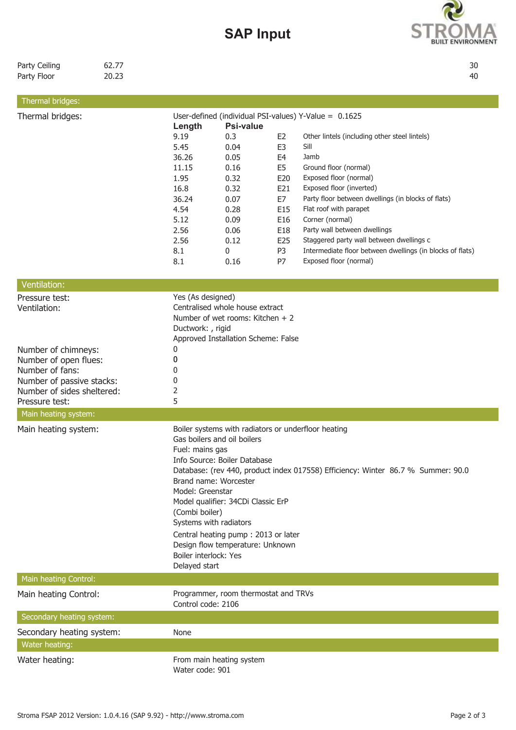# SAP Input

| | | |
|---|---|---|
| Party Ceiling | 62.77 | 30 |
| Party Floor | 20.23 | 40 |

## Thermal bridges:

**Thermal bridges:** User-defined (individual PSI-values) Y-Value = 0.1625

| Length | Psi-value | | |
|---|---|---|---|
| 9.19 | 0.3 | E2 | Other lintels (including other steel lintels) |
| 5.45 | 0.04 | E3 | Sill |
| 36.26 | 0.05 | E4 | Jamb |
| 11.15 | 0.16 | E5 | Ground floor (normal) |
| 1.95 | 0.32 | E20 | Exposed floor (normal) |
| 16.8 | 0.32 | E21 | Exposed floor (inverted) |
| 36.24 | 0.07 | E7 | Party floor between dwellings (in blocks of flats) |
| 4.54 | 0.28 | E15 | Flat roof with parapet |
| 5.12 | 0.09 | E16 | Corner (normal) |
| 2.56 | 0.06 | E18 | Party wall between dwellings |
| 2.56 | 0.12 | E25 | Staggered party wall between dwellings c |
| 8.1 | 0 | P3 | Intermediate floor between dwellings (in blocks of flats) |
| 8.1 | 0.16 | P7 | Exposed floor (normal) |

## Ventilation:

| | |
|---|---|
| Pressure test: | Yes (As designed) |
| Ventilation: | Centralised whole house extract<br>Number of wet rooms: Kitchen + 2<br>Ductwork: , rigid<br>Approved Installation Scheme: False |
| Number of chimneys: | 0 |
| Number of open flues: | 0 |
| Number of fans: | 0 |
| Number of passive stacks: | 0 |
| Number of sides sheltered: | 2 |
| Pressure test: | 5 |

## Main heating system:

**Main heating system:**

Boiler systems with radiators or underfloor heating
Gas boilers and oil boilers
Fuel: mains gas
Info Source: Boiler Database
Database: (rev 440, product index 017558) Efficiency: Winter 86.7 % Summer: 90.0
Brand name: Worcester
Model: Greenstar
Model qualifier: 34CDi Classic ErP
(Combi boiler)
Systems with radiators
Central heating pump : 2013 or later
Design flow temperature: Unknown
Boiler interlock: Yes
Delayed start

## Main heating Control:

**Main heating Control:**

Programmer, room thermostat and TRVs
Control code: 2106

## Secondary heating system:

**Secondary heating system:** None

## Water heating:

**Water heating:**

From main heating system
Water code: 901

Stroma FSAP 2012 Version: 1.0.4.16 (SAP 9.92) - http://www.stroma.com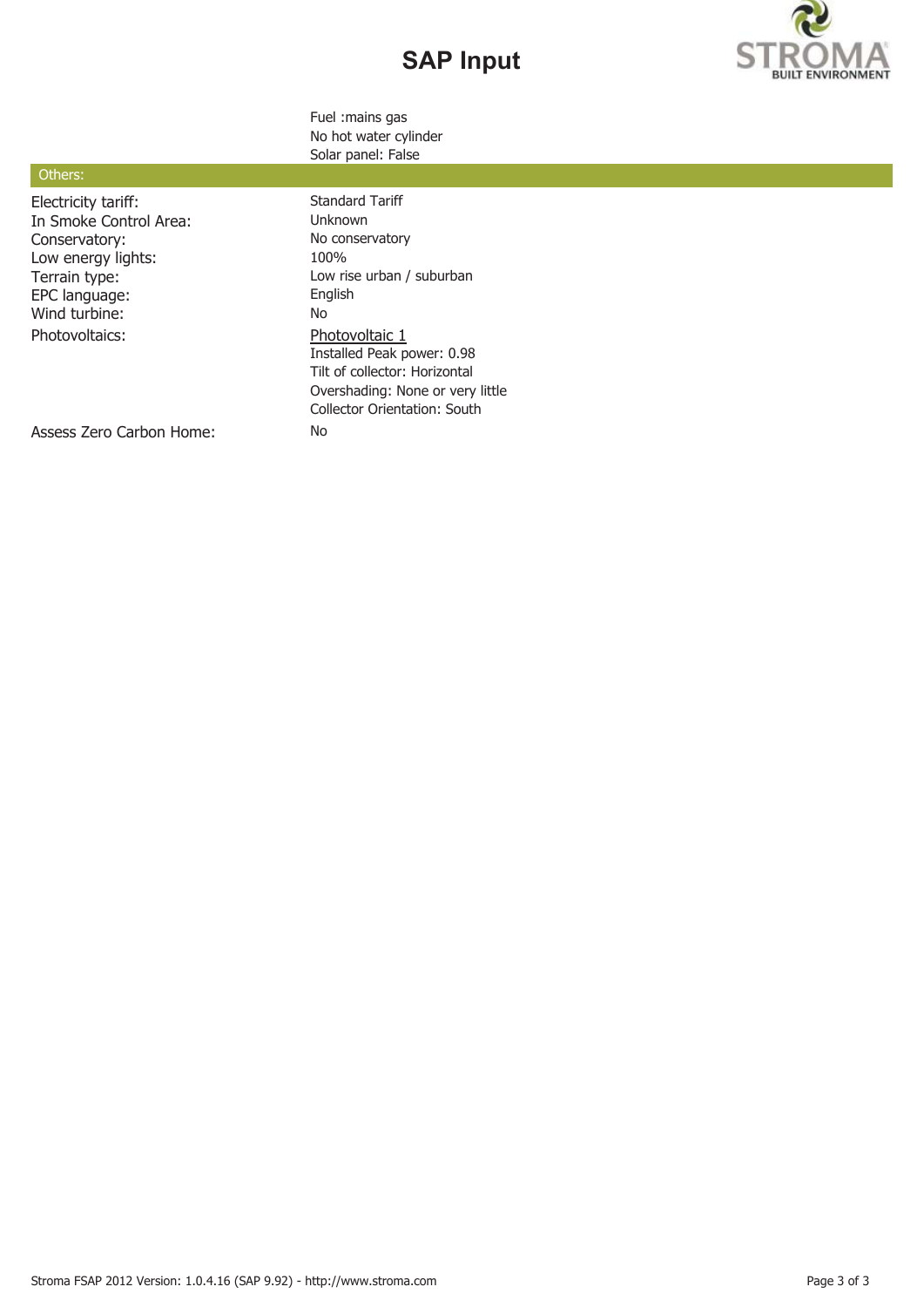# SAP Input

| | |
|---|---|
| | Fuel :mains gas |
| | No hot water cylinder |
| | Solar panel: False |

## Others:

| | |
|---|---|
| Electricity tariff: | Standard Tariff |
| In Smoke Control Area: | Unknown |
| Conservatory: | No conservatory |
| Low energy lights: | 100% |
| Terrain type: | Low rise urban / suburban |
| EPC language: | English |
| Wind turbine: | No |
| Photovoltaics: | Photovoltaic 1<br>Installed Peak power: 0.98<br>Tilt of collector: Horizontal<br>Overshading: None or very little<br>Collector Orientation: South |
| Assess Zero Carbon Home: | No |

Stroma FSAP 2012 Version: 1.0.4.16 (SAP 9.92) - http://www.stroma.com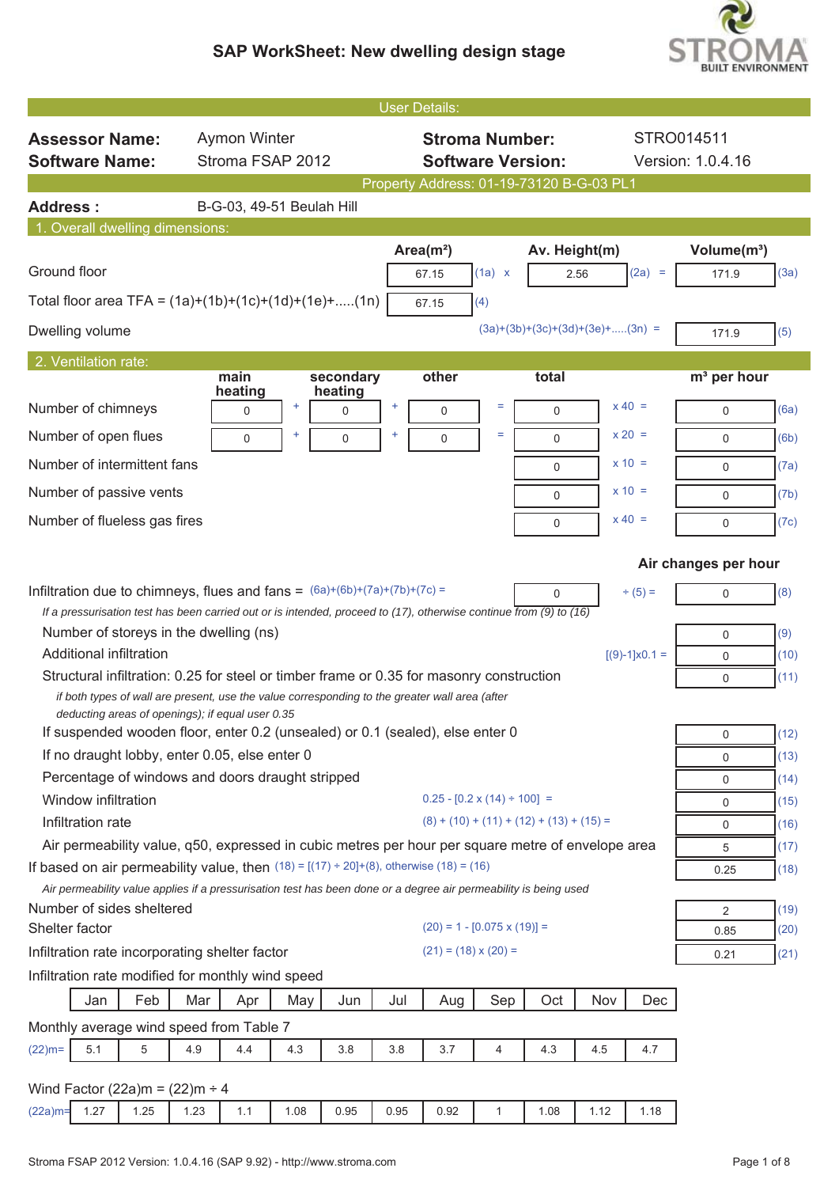# SAP WorkSheet: New dwelling design stage

**STROMA BUILT ENVIRONMENT**

## User Details:

| | | | |
|---|---|---|---|
| **Assessor Name:** | Aymon Winter | **Stroma Number:** | STRO014511 |
| **Software Name:** | Stroma FSAP 2012 | **Software Version:** | Version: 1.0.4.16 |

Property Address: 01-19-73120 B-G-03 PL1

**Address :** B-G-03, 49-51 Beulah Hill

## 1. Overall dwelling dimensions:

| | Area(m²) | | Av. Height(m) | | Volume(m³) | |
|---|---|---|---|---|---|---|
| Ground floor | 67.15 | (1a) x | 2.56 | (2a) = | 171.9 | (3a) |
| Total floor area TFA = (1a)+(1b)+(1c)+(1d)+(1e)+.....(1n) | 67.15 | (4) | | | | |
| Dwelling volume | | | (3a)+(3b)+(3c)+(3d)+(3e)+.....(3n) = | | 171.9 | (5) |

## 2. Ventilation rate:

| | main heating | | secondary heating | | other | | total | | m³ per hour | |
|---|---|---|---|---|---|---|---|---|---|---|
| Number of chimneys | 0 | + | 0 | + | 0 | = | 0 | x 40 = | 0 | (6a) |
| Number of open flues | 0 | + | 0 | + | 0 | = | 0 | x 20 = | 0 | (6b) |
| Number of intermittent fans | | | | | | | 0 | x 10 = | 0 | (7a) |
| Number of passive vents | | | | | | | 0 | x 10 = | 0 | (7b) |
| Number of flueless gas fires | | | | | | | 0 | x 40 = | 0 | (7c) |

| | | | Air changes per hour | |
|---|---|---|---|---|
| Infiltration due to chimneys, flues and fans = (6a)+(6b)+(7a)+(7b)+(7c) = | 0 | ÷ (5) = | 0 | (8) |

*If a pressurisation test has been carried out or is intended, proceed to (17), otherwise continue from (9) to (16)*

| | | | |
|---|---|---|---|
| Number of storeys in the dwelling (ns) | | 0 | (9) |
| Additional infiltration | [(9)-1]x0.1 = | 0 | (10) |
| Structural infiltration: 0.25 for steel or timber frame or 0.35 for masonry construction | | 0 | (11) |
| *if both types of wall are present, use the value corresponding to the greater wall area (after deducting areas of openings); if equal user 0.35* | | | |
| If suspended wooden floor, enter 0.2 (unsealed) or 0.1 (sealed), else enter 0 | | 0 | (12) |
| If no draught lobby, enter 0.05, else enter 0 | | 0 | (13) |
| Percentage of windows and doors draught stripped | | 0 | (14) |
| Window infiltration | 0.25 - [0.2 x (14) ÷ 100] = | 0 | (15) |
| Infiltration rate | (8) + (10) + (11) + (12) + (13) + (15) = | 0 | (16) |
| Air permeability value, q50, expressed in cubic metres per hour per square metre of envelope area | | 5 | (17) |
| If based on air permeability value, then | (18) = [(17) ÷ 20]+(8), otherwise (18) = (16) | 0.25 | (18) |

*Air permeability value applies if a pressurisation test has been done or a degree air permeability is being used*

| | | | |
|---|---|---|---|
| Number of sides sheltered | | 2 | (19) |
| Shelter factor | (20) = 1 - [0.075 x (19)] = | 0.85 | (20) |
| Infiltration rate incorporating shelter factor | (21) = (18) x (20) = | 0.21 | (21) |

Infiltration rate modified for monthly wind speed

| | Jan | Feb | Mar | Apr | May | Jun | Jul | Aug | Sep | Oct | Nov | Dec |
|---|---|---|---|---|---|---|---|---|---|---|---|---|

Monthly average wind speed from Table 7

| | | | | | | | | | | | | |
|---|---|---|---|---|---|---|---|---|---|---|---|---|
| (22)m= | 5.1 | 5 | 4.9 | 4.4 | 4.3 | 3.8 | 3.8 | 3.7 | 4 | 4.3 | 4.5 | 4.7 |

Wind Factor (22a)m = (22)m ÷ 4

| | | | | | | | | | | | | |
|---|---|---|---|---|---|---|---|---|---|---|---|---|
| (22a)m= | 1.27 | 1.25 | 1.23 | 1.1 | 1.08 | 0.95 | 0.95 | 0.92 | 1 | 1.08 | 1.12 | 1.18 |

Stroma FSAP 2012 Version: 1.0.4.16 (SAP 9.92) - http://www.stroma.com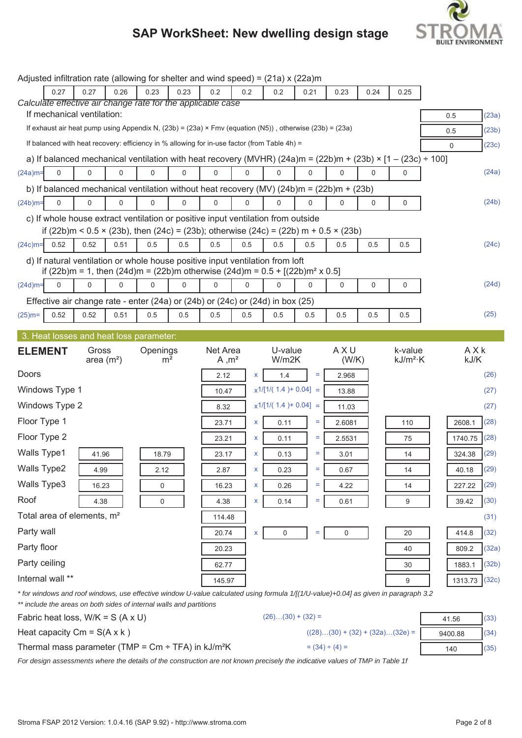Adjusted infiltration rate (allowing for shelter and wind speed) = (21a) x (22a)m

| 0.27 | 0.27 | 0.26 | 0.23 | 0.23 | 0.2 | 0.2 | 0.2 | 0.21 | 0.23 | 0.24 | 0.25 |
|---|---|---|---|---|---|---|---|---|---|---|---|

*Calculate effective air change rate for the applicable case*

If mechanical ventilation: 0.5 (23a)

If exhaust air heat pump using Appendix N, (23b) = (23a) × Fmv (equation (N5)) , otherwise (23b) = (23a) 0.5 (23b)

If balanced with heat recovery: efficiency in % allowing for in-use factor (from Table 4h) = 0 (23c)

a) If balanced mechanical ventilation with heat recovery (MVHR) (24a)m = (22b)m + (23b) × [1 – (23c) ÷ 100]

| (24a)m= | 0 | 0 | 0 | 0 | 0 | 0 | 0 | 0 | 0 | 0 | 0 | 0 | (24a) |
|---|---|---|---|---|---|---|---|---|---|---|---|---|---|

b) If balanced mechanical ventilation without heat recovery (MV) (24b)m = (22b)m + (23b)

| (24b)m= | 0 | 0 | 0 | 0 | 0 | 0 | 0 | 0 | 0 | 0 | 0 | 0 | (24b) |
|---|---|---|---|---|---|---|---|---|---|---|---|---|---|

c) If whole house extract ventilation or positive input ventilation from outside
if (22b)m < 0.5 × (23b), then (24c) = (23b); otherwise (24c) = (22b) m + 0.5 × (23b)

| (24c)m= | 0.52 | 0.52 | 0.51 | 0.5 | 0.5 | 0.5 | 0.5 | 0.5 | 0.5 | 0.5 | 0.5 | 0.5 | (24c) |
|---|---|---|---|---|---|---|---|---|---|---|---|---|---|

d) If natural ventilation or whole house positive input ventilation from loft
if (22b)m = 1, then (24d)m = (22b)m otherwise (24d)m = 0.5 + [(22b)m² x 0.5]

| (24d)m= | 0 | 0 | 0 | 0 | 0 | 0 | 0 | 0 | 0 | 0 | 0 | 0 | (24d) |
|---|---|---|---|---|---|---|---|---|---|---|---|---|---|

Effective air change rate - enter (24a) or (24b) or (24c) or (24d) in box (25)

| (25)m= | 0.52 | 0.52 | 0.51 | 0.5 | 0.5 | 0.5 | 0.5 | 0.5 | 0.5 | 0.5 | 0.5 | 0.5 | (25) |
|---|---|---|---|---|---|---|---|---|---|---|---|---|---|

## 3. Heat losses and heat loss parameter:

| ELEMENT | Gross area (m²) | Openings m² | Net Area A ,m² | | U-value W/m2K | | A X U (W/K) | k-value kJ/m²·K | A X k kJ/K | |
|---|---|---|---|---|---|---|---|---|---|---|
| Doors | | | 2.12 | x | 1.4 | = | 2.968 | | | (26) |
| Windows Type 1 | | | 10.47 | x1/[1/( 1.4 )+ 0.04] | | = | 13.88 | | | (27) |
| Windows Type 2 | | | 8.32 | x1/[1/( 1.4 )+ 0.04] | | = | 11.03 | | | (27) |
| Floor Type 1 | | | 23.71 | x | 0.11 | = | 2.6081 | 110 | 2608.1 | (28) |
| Floor Type 2 | | | 23.21 | x | 0.11 | = | 2.5531 | 75 | 1740.75 | (28) |
| Walls Type1 | 41.96 | 18.79 | 23.17 | x | 0.13 | = | 3.01 | 14 | 324.38 | (29) |
| Walls Type2 | 4.99 | 2.12 | 2.87 | x | 0.23 | = | 0.67 | 14 | 40.18 | (29) |
| Walls Type3 | 16.23 | 0 | 16.23 | x | 0.26 | = | 4.22 | 14 | 227.22 | (29) |
| Roof | 4.38 | 0 | 4.38 | x | 0.14 | = | 0.61 | 9 | 39.42 | (30) |
| Total area of elements, m² | | | 114.48 | | | | | | | (31) |
| Party wall | | | 20.74 | x | 0 | = | 0 | 20 | 414.8 | (32) |
| Party floor | | | 20.23 | | | | | 40 | 809.2 | (32a) |
| Party ceiling | | | 62.77 | | | | | 30 | 1883.1 | (32b) |
| Internal wall ** | | | 145.97 | | | | | 9 | 1313.73 | (32c) |

*\* for windows and roof windows, use effective window U-value calculated using formula 1/[(1/U-value)+0.04] as given in paragraph 3.2*
*\*\* include the areas on both sides of internal walls and partitions*

Fabric heat loss, W/K = S (A x U) (26)…(30) + (32) = 41.56 (33)

Heat capacity Cm = S(A x k ) ((28)…(30) + (32) + (32a)…(32e) = 9400.88 (34)

Thermal mass parameter (TMP = Cm ÷ TFA) in kJ/m²K = (34) ÷ (4) = 140 (35)

*For design assessments where the details of the construction are not known precisely the indicative values of TMP in Table 1f*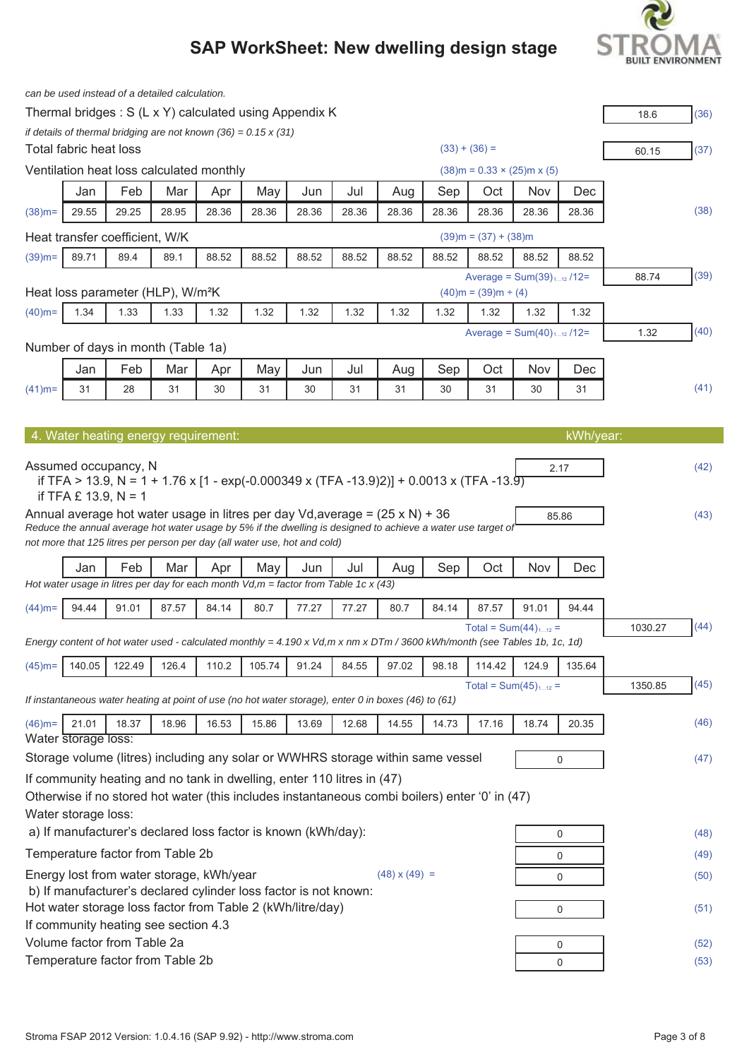*can be used instead of a detailed calculation.*

Thermal bridges : S (L x Y) calculated using Appendix K | 18.6 | (36)

*if details of thermal bridging are not known (36) = 0.15 x (31)*

Total fabric heat loss (33) + (36) = | 60.15 | (37)

Ventilation heat loss calculated monthly (38)m = 0.33 × (25)m x (5)

| | Jan | Feb | Mar | Apr | May | Jun | Jul | Aug | Sep | Oct | Nov | Dec | |
|---|---|---|---|---|---|---|---|---|---|---|---|---|---|
| (38)m= | 29.55 | 29.25 | 28.95 | 28.36 | 28.36 | 28.36 | 28.36 | 28.36 | 28.36 | 28.36 | 28.36 | 28.36 | (38) |

Heat transfer coefficient, W/K (39)m = (37) + (38)m

| | | | | | | | | | | | | | |
|---|---|---|---|---|---|---|---|---|---|---|---|---|---|
| (39)m= | 89.71 | 89.4 | 89.1 | 88.52 | 88.52 | 88.52 | 88.52 | 88.52 | 88.52 | 88.52 | 88.52 | 88.52 | |

Average = Sum(39)$_{1...12}$ /12= | 88.74 | (39)

Heat loss parameter (HLP), W/m²K (40)m = (39)m ÷ (4)

| | | | | | | | | | | | | | |
|---|---|---|---|---|---|---|---|---|---|---|---|---|---|
| (40)m= | 1.34 | 1.33 | 1.33 | 1.32 | 1.32 | 1.32 | 1.32 | 1.32 | 1.32 | 1.32 | 1.32 | 1.32 | |

Average = Sum(40)$_{1...12}$ /12= | 1.32 | (40)

Number of days in month (Table 1a)

| | Jan | Feb | Mar | Apr | May | Jun | Jul | Aug | Sep | Oct | Nov | Dec | |
|---|---|---|---|---|---|---|---|---|---|---|---|---|---|
| (41)m= | 31 | 28 | 31 | 30 | 31 | 30 | 31 | 31 | 30 | 31 | 30 | 31 | (41) |

## 4. Water heating energy requirement: kWh/year:

Assumed occupancy, N | 2.17 | (42)

if TFA > 13.9, N = 1 + 1.76 x [1 - exp(-0.000349 x (TFA -13.9)2)] + 0.0013 x (TFA -13.9)
if TFA £ 13.9, N = 1

Annual average hot water usage in litres per day Vd,average = (25 x N) + 36 | 85.86 | (43)

*Reduce the annual average hot water usage by 5% if the dwelling is designed to achieve a water use target of not more that 125 litres per person per day (all water use, hot and cold)*

| | Jan | Feb | Mar | Apr | May | Jun | Jul | Aug | Sep | Oct | Nov | Dec | |
|---|---|---|---|---|---|---|---|---|---|---|---|---|---|

*Hot water usage in litres per day for each month Vd,m = factor from Table 1c x (43)*

| | | | | | | | | | | | | | |
|---|---|---|---|---|---|---|---|---|---|---|---|---|---|
| (44)m= | 94.44 | 91.01 | 87.57 | 84.14 | 80.7 | 77.27 | 77.27 | 80.7 | 84.14 | 87.57 | 91.01 | 94.44 | |

Total = Sum(44)$_{1...12}$ = | 1030.27 | (44)

*Energy content of hot water used - calculated monthly = 4.190 x Vd,m x nm x DTm / 3600 kWh/month (see Tables 1b, 1c, 1d)*

| | | | | | | | | | | | | | |
|---|---|---|---|---|---|---|---|---|---|---|---|---|---|
| (45)m= | 140.05 | 122.49 | 126.4 | 110.2 | 105.74 | 91.24 | 84.55 | 97.02 | 98.18 | 114.42 | 124.9 | 135.64 | |

Total = Sum(45)$_{1...12}$ = | 1350.85 | (45)

*If instantaneous water heating at point of use (no hot water storage), enter 0 in boxes (46) to (61)*

| | | | | | | | | | | | | | |
|---|---|---|---|---|---|---|---|---|---|---|---|---|---|
| (46)m= | 21.01 | 18.37 | 18.96 | 16.53 | 15.86 | 13.69 | 12.68 | 14.55 | 14.73 | 17.16 | 18.74 | 20.35 | (46) |

Water storage loss:

Storage volume (litres) including any solar or WWHRS storage within same vessel | 0 | (47)

If community heating and no tank in dwelling, enter 110 litres in (47)
Otherwise if no stored hot water (this includes instantaneous combi boilers) enter '0' in (47)

Water storage loss:

a) If manufacturer's declared loss factor is known (kWh/day): | 0 | (48)

Temperature factor from Table 2b | 0 | (49)

Energy lost from water storage, kWh/year (48) x (49) = | 0 | (50)

b) If manufacturer's declared cylinder loss factor is not known:

Hot water storage loss factor from Table 2 (kWh/litre/day) | 0 | (51)

If community heating see section 4.3

Volume factor from Table 2a | 0 | (52)

Temperature factor from Table 2b | 0 | (53)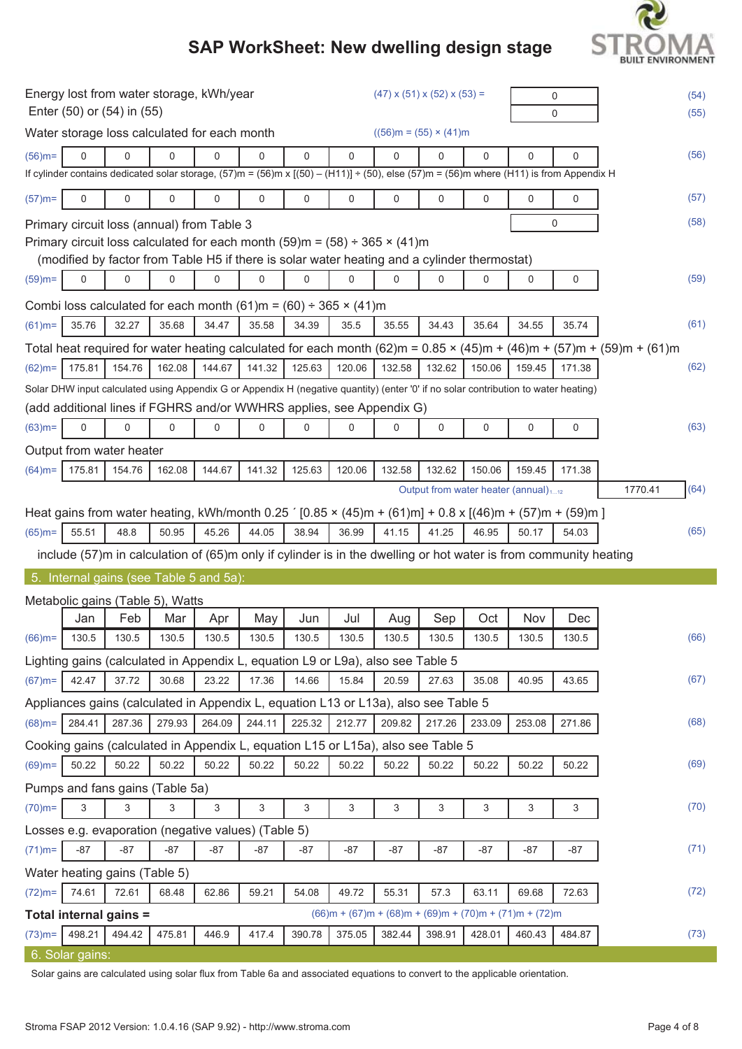Energy lost from water storage, kWh/year (47) x (51) x (52) x (53) = | 0 | (54)

Enter (50) or (54) in (55) | 0 | (55)

Water storage loss calculated for each month ((56)m = (55) × (41)m

| (56)m= | 0 | 0 | 0 | 0 | 0 | 0 | 0 | 0 | 0 | 0 | 0 | 0 | (56) |
|---|---|---|---|---|---|---|---|---|---|---|---|---|---|

If cylinder contains dedicated solar storage, (57)m = (56)m x [(50) – (H11)] ÷ (50), else (57)m = (56)m where (H11) is from Appendix H

| (57)m= | 0 | 0 | 0 | 0 | 0 | 0 | 0 | 0 | 0 | 0 | 0 | 0 | (57) |
|---|---|---|---|---|---|---|---|---|---|---|---|---|---|

Primary circuit loss (annual) from Table 3 | 0 | (58)

Primary circuit loss calculated for each month (59)m = (58) ÷ 365 × (41)m

(modified by factor from Table H5 if there is solar water heating and a cylinder thermostat)

| (59)m= | 0 | 0 | 0 | 0 | 0 | 0 | 0 | 0 | 0 | 0 | 0 | 0 | (59) |
|---|---|---|---|---|---|---|---|---|---|---|---|---|---|

Combi loss calculated for each month (61)m = (60) ÷ 365 × (41)m

| (61)m= | 35.76 | 32.27 | 35.68 | 34.47 | 35.58 | 34.39 | 35.5 | 35.55 | 34.43 | 35.64 | 34.55 | 35.74 | (61) |
|---|---|---|---|---|---|---|---|---|---|---|---|---|---|

Total heat required for water heating calculated for each month (62)m = 0.85 × (45)m + (46)m + (57)m + (59)m + (61)m

| (62)m= | 175.81 | 154.76 | 162.08 | 144.67 | 141.32 | 125.63 | 120.06 | 132.58 | 132.62 | 150.06 | 159.45 | 171.38 | (62) |
|---|---|---|---|---|---|---|---|---|---|---|---|---|---|

Solar DHW input calculated using Appendix G or Appendix H (negative quantity) (enter '0' if no solar contribution to water heating)

(add additional lines if FGHRS and/or WWHRS applies, see Appendix G)

| (63)m= | 0 | 0 | 0 | 0 | 0 | 0 | 0 | 0 | 0 | 0 | 0 | 0 | (63) |
|---|---|---|---|---|---|---|---|---|---|---|---|---|---|

Output from water heater

| (64)m= | 175.81 | 154.76 | 162.08 | 144.67 | 141.32 | 125.63 | 120.06 | 132.58 | 132.62 | 150.06 | 159.45 | 171.38 | |
|---|---|---|---|---|---|---|---|---|---|---|---|---|---|

Output from water heater (annual)$_{1...12}$ | 1770.41 | (64)

Heat gains from water heating, kWh/month 0.25 ´ [0.85 × (45)m + (61)m] + 0.8 x [(46)m + (57)m + (59)m ]

| (65)m= | 55.51 | 48.8 | 50.95 | 45.26 | 44.05 | 38.94 | 36.99 | 41.15 | 41.25 | 46.95 | 50.17 | 54.03 | (65) |
|---|---|---|---|---|---|---|---|---|---|---|---|---|---|

include (57)m in calculation of (65)m only if cylinder is in the dwelling or hot water is from community heating

## 5. Internal gains (see Table 5 and 5a):

Metabolic gains (Table 5), Watts

| | Jan | Feb | Mar | Apr | May | Jun | Jul | Aug | Sep | Oct | Nov | Dec | |
|---|---|---|---|---|---|---|---|---|---|---|---|---|---|
| (66)m= | 130.5 | 130.5 | 130.5 | 130.5 | 130.5 | 130.5 | 130.5 | 130.5 | 130.5 | 130.5 | 130.5 | 130.5 | (66) |

Lighting gains (calculated in Appendix L, equation L9 or L9a), also see Table 5

| (67)m= | 42.47 | 37.72 | 30.68 | 23.22 | 17.36 | 14.66 | 15.84 | 20.59 | 27.63 | 35.08 | 40.95 | 43.65 | (67) |
|---|---|---|---|---|---|---|---|---|---|---|---|---|---|

Appliances gains (calculated in Appendix L, equation L13 or L13a), also see Table 5

| (68)m= | 284.41 | 287.36 | 279.93 | 264.09 | 244.11 | 225.32 | 212.77 | 209.82 | 217.26 | 233.09 | 253.08 | 271.86 | (68) |
|---|---|---|---|---|---|---|---|---|---|---|---|---|---|

Cooking gains (calculated in Appendix L, equation L15 or L15a), also see Table 5

| (69)m= | 50.22 | 50.22 | 50.22 | 50.22 | 50.22 | 50.22 | 50.22 | 50.22 | 50.22 | 50.22 | 50.22 | 50.22 | (69) |
|---|---|---|---|---|---|---|---|---|---|---|---|---|---|

Pumps and fans gains (Table 5a)

| (70)m= | 3 | 3 | 3 | 3 | 3 | 3 | 3 | 3 | 3 | 3 | 3 | 3 | (70) |
|---|---|---|---|---|---|---|---|---|---|---|---|---|---|

Losses e.g. evaporation (negative values) (Table 5)

| (71)m= | -87 | -87 | -87 | -87 | -87 | -87 | -87 | -87 | -87 | -87 | -87 | -87 | (71) |
|---|---|---|---|---|---|---|---|---|---|---|---|---|---|

Water heating gains (Table 5)

| (72)m= | 74.61 | 72.61 | 68.48 | 62.86 | 59.21 | 54.08 | 49.72 | 55.31 | 57.3 | 63.11 | 69.68 | 72.63 | (72) |
|---|---|---|---|---|---|---|---|---|---|---|---|---|---|

**Total internal gains =** (66)m + (67)m + (68)m + (69)m + (70)m + (71)m + (72)m

| (73)m= | 498.21 | 494.42 | 475.81 | 446.9 | 417.4 | 390.78 | 375.05 | 382.44 | 398.91 | 428.01 | 460.43 | 484.87 | (73) |
|---|---|---|---|---|---|---|---|---|---|---|---|---|---|

## 6. Solar gains:

Solar gains are calculated using solar flux from Table 6a and associated equations to convert to the applicable orientation.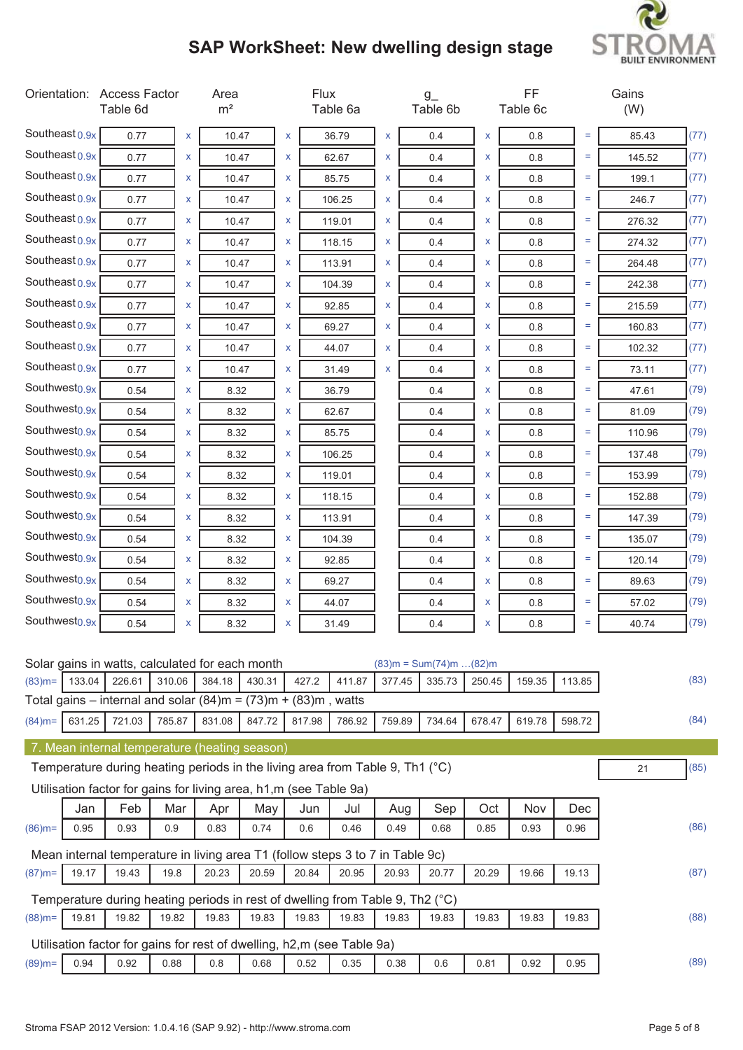# SAP WorkSheet: New dwelling design stage

| Orientation: | Access Factor Table 6d | | Area m² | | Flux Table 6a | | g_ Table 6b | | FF Table 6c | | Gains (W) | |
|---|---|---|---|---|---|---|---|---|---|---|---|---|
| Southeast 0.9x | 0.77 | x | 10.47 | x | 36.79 | x | 0.4 | x | 0.8 | = | 85.43 | (77) |
| Southeast 0.9x | 0.77 | x | 10.47 | x | 62.67 | x | 0.4 | x | 0.8 | = | 145.52 | (77) |
| Southeast 0.9x | 0.77 | x | 10.47 | x | 85.75 | x | 0.4 | x | 0.8 | = | 199.1 | (77) |
| Southeast 0.9x | 0.77 | x | 10.47 | x | 106.25 | x | 0.4 | x | 0.8 | = | 246.7 | (77) |
| Southeast 0.9x | 0.77 | x | 10.47 | x | 119.01 | x | 0.4 | x | 0.8 | = | 276.32 | (77) |
| Southeast 0.9x | 0.77 | x | 10.47 | x | 118.15 | x | 0.4 | x | 0.8 | = | 274.32 | (77) |
| Southeast 0.9x | 0.77 | x | 10.47 | x | 113.91 | x | 0.4 | x | 0.8 | = | 264.48 | (77) |
| Southeast 0.9x | 0.77 | x | 10.47 | x | 104.39 | x | 0.4 | x | 0.8 | = | 242.38 | (77) |
| Southeast 0.9x | 0.77 | x | 10.47 | x | 92.85 | x | 0.4 | x | 0.8 | = | 215.59 | (77) |
| Southeast 0.9x | 0.77 | x | 10.47 | x | 69.27 | x | 0.4 | x | 0.8 | = | 160.83 | (77) |
| Southeast 0.9x | 0.77 | x | 10.47 | x | 44.07 | x | 0.4 | x | 0.8 | = | 102.32 | (77) |
| Southeast 0.9x | 0.77 | x | 10.47 | x | 31.49 | x | 0.4 | x | 0.8 | = | 73.11 | (77) |
| Southwest 0.9x | 0.54 | x | 8.32 | x | 36.79 | | 0.4 | x | 0.8 | = | 47.61 | (79) |
| Southwest 0.9x | 0.54 | x | 8.32 | x | 62.67 | | 0.4 | x | 0.8 | = | 81.09 | (79) |
| Southwest 0.9x | 0.54 | x | 8.32 | x | 85.75 | | 0.4 | x | 0.8 | = | 110.96 | (79) |
| Southwest 0.9x | 0.54 | x | 8.32 | x | 106.25 | | 0.4 | x | 0.8 | = | 137.48 | (79) |
| Southwest 0.9x | 0.54 | x | 8.32 | x | 119.01 | | 0.4 | x | 0.8 | = | 153.99 | (79) |
| Southwest 0.9x | 0.54 | x | 8.32 | x | 118.15 | | 0.4 | x | 0.8 | = | 152.88 | (79) |
| Southwest 0.9x | 0.54 | x | 8.32 | x | 113.91 | | 0.4 | x | 0.8 | = | 147.39 | (79) |
| Southwest 0.9x | 0.54 | x | 8.32 | x | 104.39 | | 0.4 | x | 0.8 | = | 135.07 | (79) |
| Southwest 0.9x | 0.54 | x | 8.32 | x | 92.85 | | 0.4 | x | 0.8 | = | 120.14 | (79) |
| Southwest 0.9x | 0.54 | x | 8.32 | x | 69.27 | | 0.4 | x | 0.8 | = | 89.63 | (79) |
| Southwest 0.9x | 0.54 | x | 8.32 | x | 44.07 | | 0.4 | x | 0.8 | = | 57.02 | (79) |
| Southwest 0.9x | 0.54 | x | 8.32 | x | 31.49 | | 0.4 | x | 0.8 | = | 40.74 | (79) |

Solar gains in watts, calculated for each month (83)m = Sum(74)m …(82)m

| (83)m= | 133.04 | 226.61 | 310.06 | 384.18 | 430.31 | 427.2 | 411.87 | 377.45 | 335.73 | 250.45 | 159.35 | 113.85 | (83) |
|---|---|---|---|---|---|---|---|---|---|---|---|---|---|

Total gains – internal and solar (84)m = (73)m + (83)m , watts

| (84)m= | 631.25 | 721.03 | 785.87 | 831.08 | 847.72 | 817.98 | 786.92 | 759.89 | 734.64 | 678.47 | 619.78 | 598.72 | (84) |
|---|---|---|---|---|---|---|---|---|---|---|---|---|---|

## 7. Mean internal temperature (heating season)

Temperature during heating periods in the living area from Table 9, Th1 (°C) 21 (85)

Utilisation factor for gains for living area, h1,m (see Table 9a)

| | Jan | Feb | Mar | Apr | May | Jun | Jul | Aug | Sep | Oct | Nov | Dec | |
|---|---|---|---|---|---|---|---|---|---|---|---|---|---|
| (86)m= | 0.95 | 0.93 | 0.9 | 0.83 | 0.74 | 0.6 | 0.46 | 0.49 | 0.68 | 0.85 | 0.93 | 0.96 | (86) |

Mean internal temperature in living area T1 (follow steps 3 to 7 in Table 9c)

| (87)m= | 19.17 | 19.43 | 19.8 | 20.23 | 20.59 | 20.84 | 20.95 | 20.93 | 20.77 | 20.29 | 19.66 | 19.13 | (87) |
|---|---|---|---|---|---|---|---|---|---|---|---|---|---|

Temperature during heating periods in rest of dwelling from Table 9, Th2 (°C)

| (88)m= | 19.81 | 19.82 | 19.82 | 19.83 | 19.83 | 19.83 | 19.83 | 19.83 | 19.83 | 19.83 | 19.83 | 19.83 | (88) |
|---|---|---|---|---|---|---|---|---|---|---|---|---|---|

Utilisation factor for gains for rest of dwelling, h2,m (see Table 9a)

| (89)m= | 0.94 | 0.92 | 0.88 | 0.8 | 0.68 | 0.52 | 0.35 | 0.38 | 0.6 | 0.81 | 0.92 | 0.95 | (89) |
|---|---|---|---|---|---|---|---|---|---|---|---|---|---|

Stroma FSAP 2012 Version: 1.0.4.16 (SAP 9.92) - http://www.stroma.com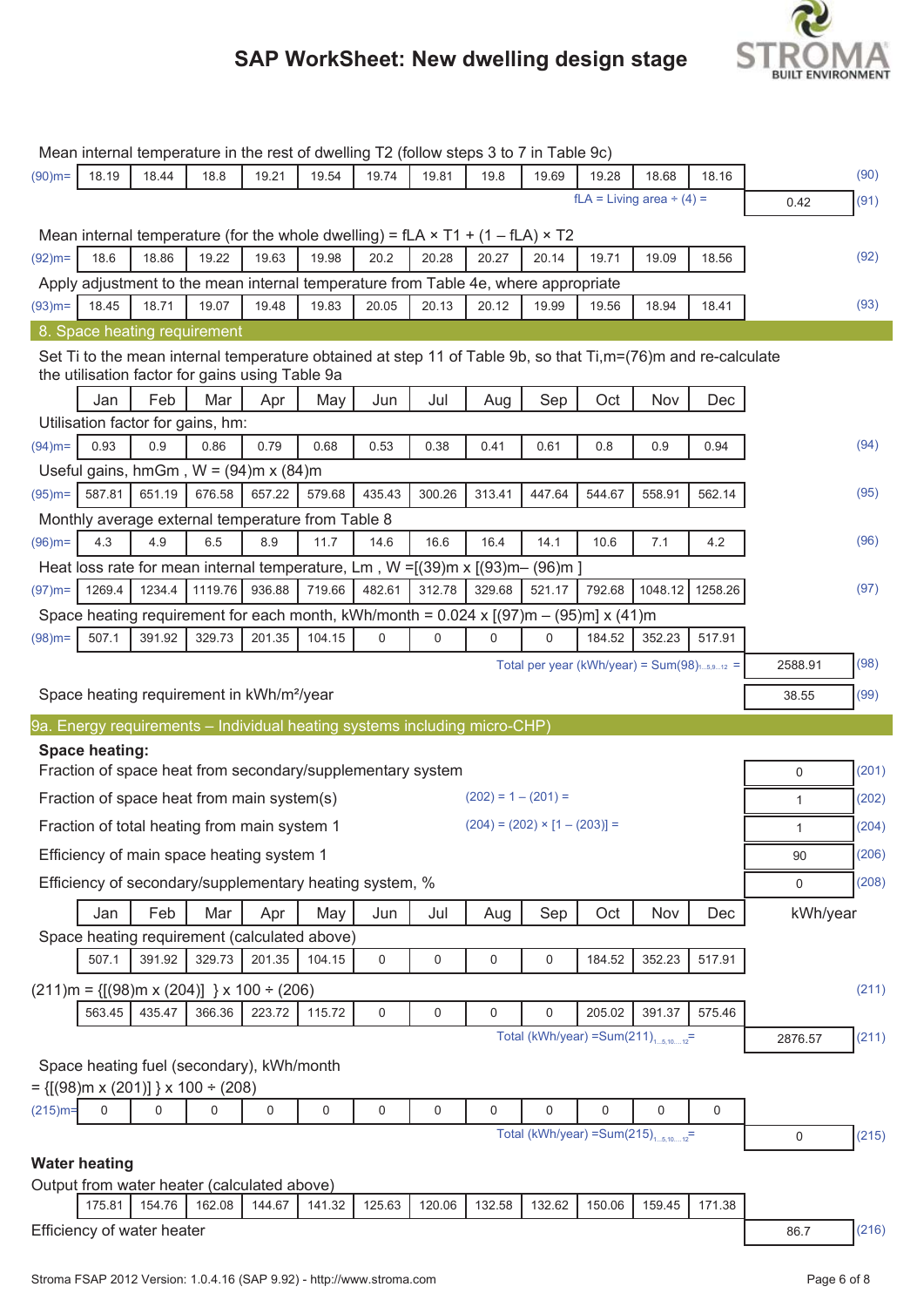Mean internal temperature in the rest of dwelling T2 (follow steps 3 to 7 in Table 9c)

| | | | | | | | | | | | | | | |
|---|---|---|---|---|---|---|---|---|---|---|---|---|---|---|
| (90)m= | 18.19 | 18.44 | 18.8 | 19.21 | 19.54 | 19.74 | 19.81 | 19.8 | 19.69 | 19.28 | 18.68 | 18.16 | | (90) |

fLA = Living area ÷ (4) = 0.42 (91)

Mean internal temperature (for the whole dwelling) = fLA × T1 + (1 – fLA) × T2

| | | | | | | | | | | | | | |
|---|---|---|---|---|---|---|---|---|---|---|---|---|---|
| (92)m= | 18.6 | 18.86 | 19.22 | 19.63 | 19.98 | 20.2 | 20.28 | 20.27 | 20.14 | 19.71 | 19.09 | 18.56 | (92) |

Apply adjustment to the mean internal temperature from Table 4e, where appropriate

| | | | | | | | | | | | | | |
|---|---|---|---|---|---|---|---|---|---|---|---|---|---|
| (93)m= | 18.45 | 18.71 | 19.07 | 19.48 | 19.83 | 20.05 | 20.13 | 20.12 | 19.99 | 19.56 | 18.94 | 18.41 | (93) |

## 8. Space heating requirement

Set Ti to the mean internal temperature obtained at step 11 of Table 9b, so that Ti,m=(76)m and re-calculate the utilisation factor for gains using Table 9a

| | Jan | Feb | Mar | Apr | May | Jun | Jul | Aug | Sep | Oct | Nov | Dec | | |
|---|---|---|---|---|---|---|---|---|---|---|---|---|---|---|
| Utilisation factor for gains, hm: | | | | | | | | | | | | | | |
| (94)m= | 0.93 | 0.9 | 0.86 | 0.79 | 0.68 | 0.53 | 0.38 | 0.41 | 0.61 | 0.8 | 0.9 | 0.94 | | (94) |
| Useful gains, hmGm , W = (94)m x (84)m | | | | | | | | | | | | | | |
| (95)m= | 587.81 | 651.19 | 676.58 | 657.22 | 579.68 | 435.43 | 300.26 | 313.41 | 447.64 | 544.67 | 558.91 | 562.14 | | (95) |
| Monthly average external temperature from Table 8 | | | | | | | | | | | | | | |
| (96)m= | 4.3 | 4.9 | 6.5 | 8.9 | 11.7 | 14.6 | 16.6 | 16.4 | 14.1 | 10.6 | 7.1 | 4.2 | | (96) |
| Heat loss rate for mean internal temperature, Lm , W =[(39)m x [(93)m– (96)m ] | | | | | | | | | | | | | | |
| (97)m= | 1269.4 | 1234.4 | 1119.76 | 936.88 | 719.66 | 482.61 | 312.78 | 329.68 | 521.17 | 792.68 | 1048.12 | 1258.26 | | (97) |
| Space heating requirement for each month, kWh/month = 0.024 x [(97)m – (95)m] x (41)m | | | | | | | | | | | | | | |
| (98)m= | 507.1 | 391.92 | 329.73 | 201.35 | 104.15 | 0 | 0 | 0 | 0 | 184.52 | 352.23 | 517.91 | | |
| | | | | | | | | | Total per year (kWh/year) = Sum(98)$_{1...5,9...12}$ = | | | | 2588.91 | (98) |
| Space heating requirement in kWh/m²/year | | | | | | | | | | | | | 38.55 | (99) |

## 9a. Energy requirements – Individual heating systems including micro-CHP)

**Space heating:**

| | | | |
|---|---|---|---|
| Fraction of space heat from secondary/supplementary system | | 0 | (201) |
| Fraction of space heat from main system(s) | (202) = 1 – (201) = | 1 | (202) |
| Fraction of total heating from main system 1 | (204) = (202) × [1 – (203)] = | 1 | (204) |
| Efficiency of main space heating system 1 | | 90 | (206) |
| Efficiency of secondary/supplementary heating system, % | | 0 | (208) |

| | Jan | Feb | Mar | Apr | May | Jun | Jul | Aug | Sep | Oct | Nov | Dec | kWh/year | |
|---|---|---|---|---|---|---|---|---|---|---|---|---|---|---|
| Space heating requirement (calculated above) | | | | | | | | | | | | | | |
| | 507.1 | 391.92 | 329.73 | 201.35 | 104.15 | 0 | 0 | 0 | 0 | 184.52 | 352.23 | 517.91 | | |
| (211)m = {[(98)m x (204)] } x 100 ÷ (206) | | | | | | | | | | | | | | (211) |
| | 563.45 | 435.47 | 366.36 | 223.72 | 115.72 | 0 | 0 | 0 | 0 | 205.02 | 391.37 | 575.46 | | |
| | | | | | | | | | Total (kWh/year) =Sum(211)$_{1...5,10...12}$= | | | | 2876.57 | (211) |
| Space heating fuel (secondary), kWh/month = {[(98)m x (201)] } x 100 ÷ (208) | | | | | | | | | | | | | | |
| (215)m= | 0 | 0 | 0 | 0 | 0 | 0 | 0 | 0 | 0 | 0 | 0 | 0 | | |
| | | | | | | | | | Total (kWh/year) =Sum(215)$_{1...5,10...12}$= | | | | 0 | (215) |

**Water heating**

Output from water heater (calculated above)

| | | | | | | | | | | | |
|---|---|---|---|---|---|---|---|---|---|---|---|
| 175.81 | 154.76 | 162.08 | 144.67 | 141.32 | 125.63 | 120.06 | 132.58 | 132.62 | 150.06 | 159.45 | 171.38 |

Efficiency of water heater: 86.7 (216)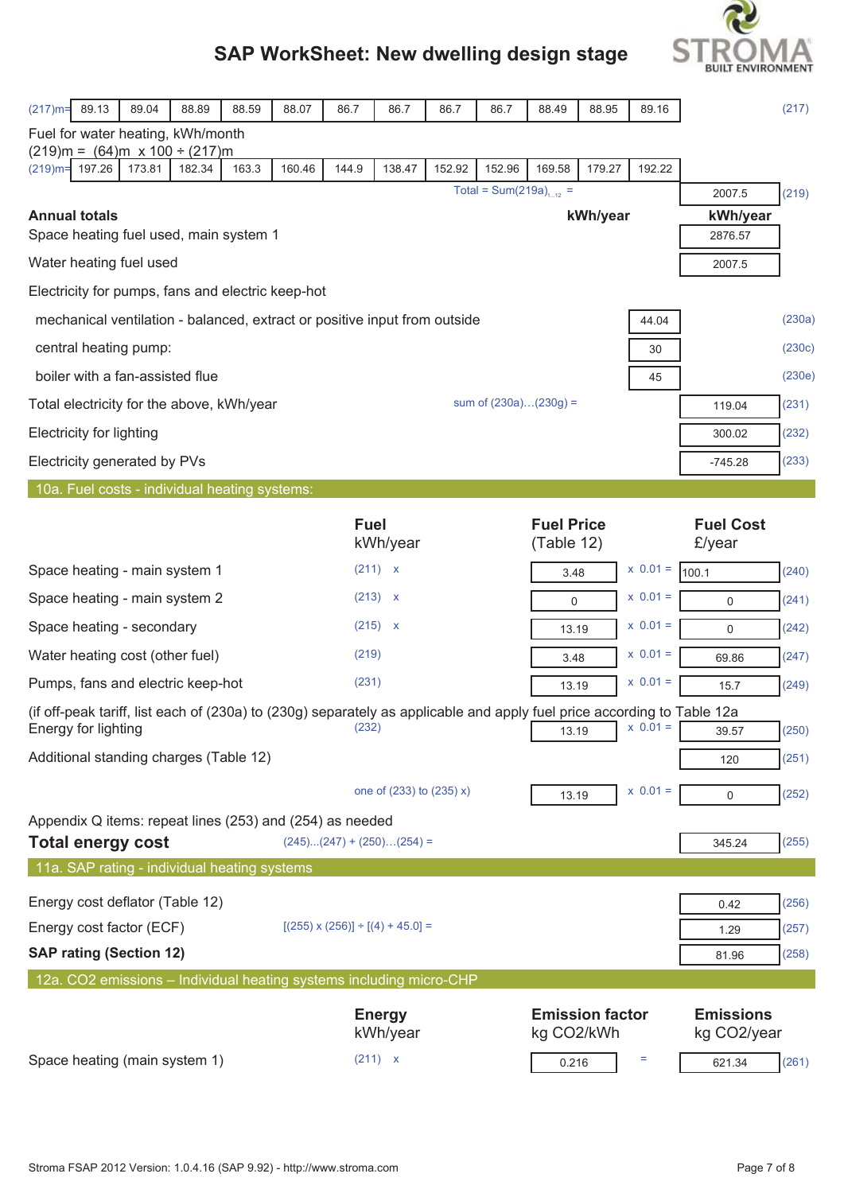# SAP WorkSheet: New dwelling design stage

| (217)m= | 89.13 | 89.04 | 88.89 | 88.59 | 88.07 | 86.7 | 86.7 | 86.7 | 86.7 | 88.49 | 88.95 | 89.16 | | (217) |
|---|---|---|---|---|---|---|---|---|---|---|---|---|---|---|

Fuel for water heating, kWh/month

(219)m = (64)m x 100 ÷ (217)m

| (219)m= | 197.26 | 173.81 | 182.34 | 163.3 | 160.46 | 144.9 | 138.47 | 152.92 | 152.96 | 169.58 | 179.27 | 192.22 | | |
|---|---|---|---|---|---|---|---|---|---|---|---|---|---|---|
| | | | | | | | | Total = Sum(219a)$_{1...12}$ = | | | | | 2007.5 | (219) |

| **Annual totals** | | **kWh/year** | **kWh/year** | |
|---|---|---|---|---|
| Space heating fuel used, main system 1 | | | 2876.57 | |
| Water heating fuel used | | | 2007.5 | |
| Electricity for pumps, fans and electric keep-hot | | | | |
| mechanical ventilation - balanced, extract or positive input from outside | | 44.04 | | (230a) |
| central heating pump: | | 30 | | (230c) |
| boiler with a fan-assisted flue | | 45 | | (230e) |
| Total electricity for the above, kWh/year | sum of (230a)…(230g) = | | 119.04 | (231) |
| Electricity for lighting | | | 300.02 | (232) |
| Electricity generated by PVs | | | -745.28 | (233) |

## 10a. Fuel costs - individual heating systems:

| | Fuel kWh/year | Fuel Price (Table 12) | | Fuel Cost £/year | |
|---|---|---|---|---|---|
| Space heating - main system 1 | (211) x | 3.48 | x 0.01 = | 100.1 | (240) |
| Space heating - main system 2 | (213) x | 0 | x 0.01 = | 0 | (241) |
| Space heating - secondary | (215) x | 13.19 | x 0.01 = | 0 | (242) |
| Water heating cost (other fuel) | (219) | 3.48 | x 0.01 = | 69.86 | (247) |
| Pumps, fans and electric keep-hot | (231) | 13.19 | x 0.01 = | 15.7 | (249) |
| (if off-peak tariff, list each of (230a) to (230g) separately as applicable and apply fuel price according to Table 12a | | | | | |
| Energy for lighting | (232) | 13.19 | x 0.01 = | 39.57 | (250) |
| Additional standing charges (Table 12) | | | | 120 | (251) |
| | one of (233) to (235) x) | 13.19 | x 0.01 = | 0 | (252) |
| Appendix Q items: repeat lines (253) and (254) as needed | | | | | |
| **Total energy cost** | (245)...(247) + (250)...(254) = | | | 345.24 | (255) |

## 11a. SAP rating - individual heating systems

| | | | |
|---|---|---|---|
| Energy cost deflator (Table 12) | | 0.42 | (256) |
| Energy cost factor (ECF) | [(255) x (256)] ÷ [(4) + 45.0] = | 1.29 | (257) |
| **SAP rating (Section 12)** | | 81.96 | (258) |

## 12a. CO2 emissions – Individual heating systems including micro-CHP

| | Energy kWh/year | Emission factor kg CO2/kWh | | Emissions kg CO2/year | |
|---|---|---|---|---|---|
| Space heating (main system 1) | (211) x | 0.216 | = | 621.34 | (261) |

Stroma FSAP 2012 Version: 1.0.4.16 (SAP 9.92) - http://www.stroma.com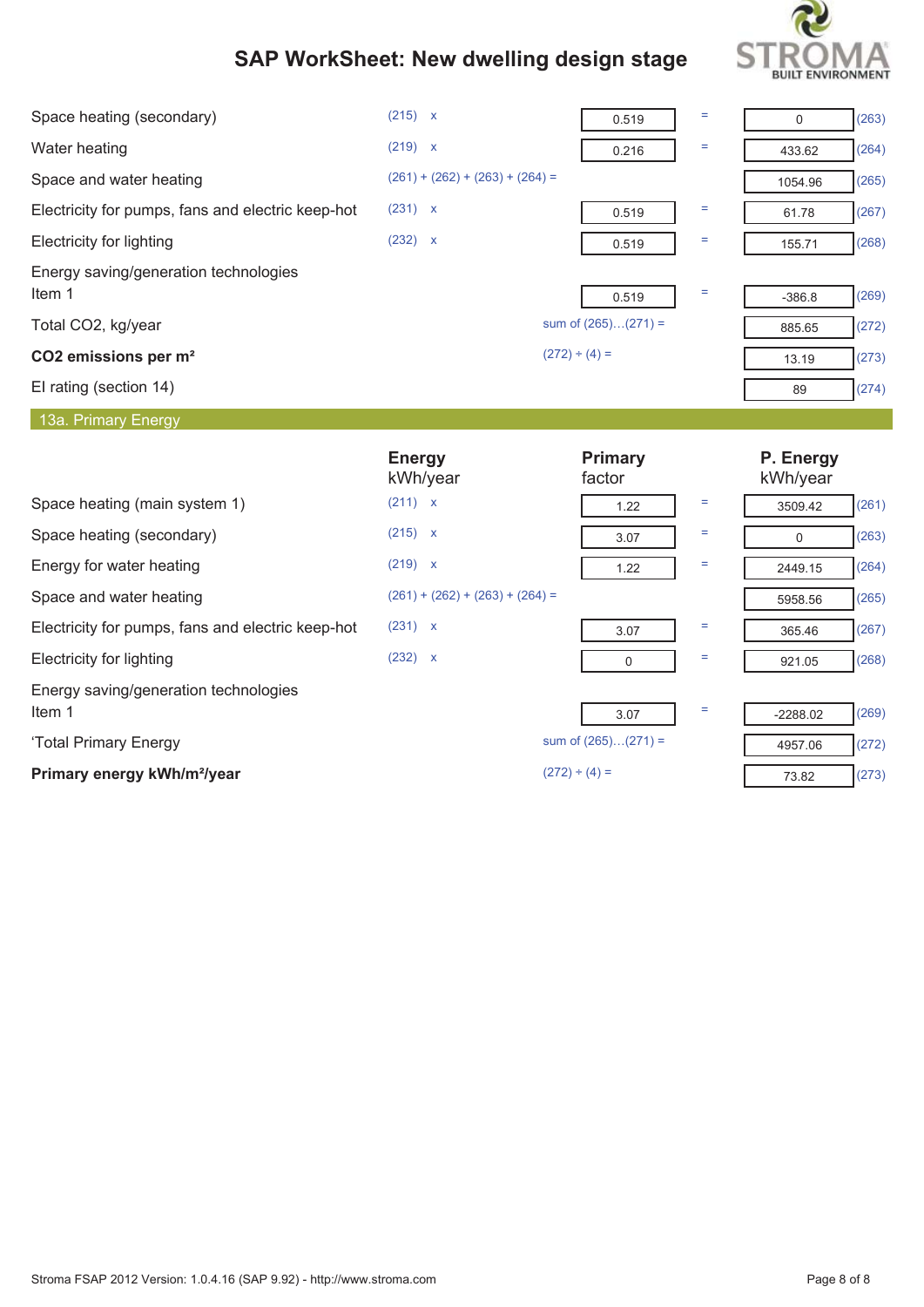# SAP WorkSheet: New dwelling design stage

| | | | | | |
|---|---|---|---|---|---|
| Space heating (secondary) | (215) x | 0.519 | = | 0 | (263) |
| Water heating | (219) x | 0.216 | = | 433.62 | (264) |
| Space and water heating | (261) + (262) + (263) + (264) = | | | 1054.96 | (265) |
| Electricity for pumps, fans and electric keep-hot | (231) x | 0.519 | = | 61.78 | (267) |
| Electricity for lighting | (232) x | 0.519 | = | 155.71 | (268) |
| Energy saving/generation technologies<br>Item 1 | | 0.519 | = | -386.8 | (269) |
| Total CO2, kg/year | sum of (265)…(271) = | | | 885.65 | (272) |
| **CO2 emissions per m²** | (272) ÷ (4) = | | | 13.19 | (273) |
| EI rating (section 14) | | | | 89 | (274) |

## 13a. Primary Energy

| | **Energy**<br>kWh/year | **Primary**<br>factor | | **P. Energy**<br>kWh/year | |
|---|---|---|---|---|---|
| Space heating (main system 1) | (211) x | 1.22 | = | 3509.42 | (261) |
| Space heating (secondary) | (215) x | 3.07 | = | 0 | (263) |
| Energy for water heating | (219) x | 1.22 | = | 2449.15 | (264) |
| Space and water heating | (261) + (262) + (263) + (264) = | | | 5958.56 | (265) |
| Electricity for pumps, fans and electric keep-hot | (231) x | 3.07 | = | 365.46 | (267) |
| Electricity for lighting | (232) x | 0 | = | 921.05 | (268) |
| Energy saving/generation technologies<br>Item 1 | | 3.07 | = | -2288.02 | (269) |
| 'Total Primary Energy | sum of (265)…(271) = | | | 4957.06 | (272) |
| **Primary energy kWh/m²/year** | (272) ÷ (4) = | | | 73.82 | (273) |

Stroma FSAP 2012 Version: 1.0.4.16 (SAP 9.92) - http://www.stroma.com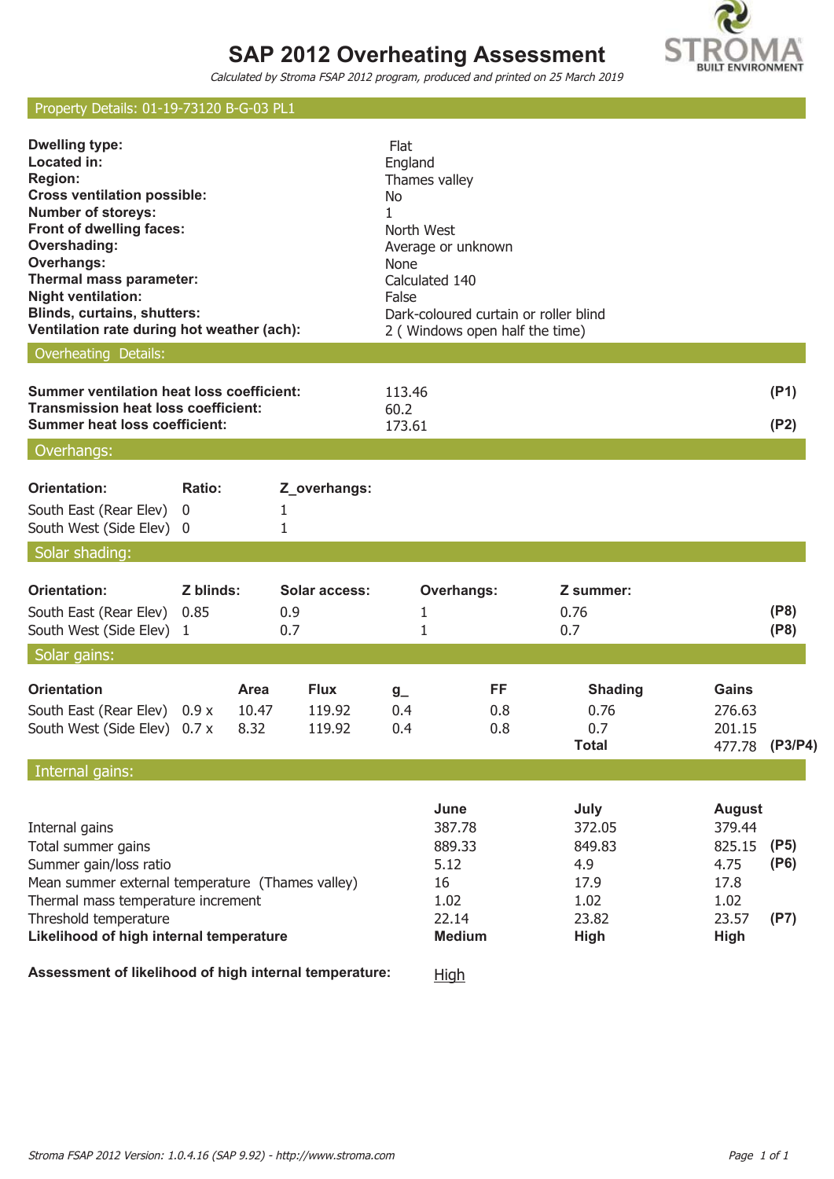# SAP 2012 Overheating Assessment

*Calculated by Stroma FSAP 2012 program, produced and printed on 25 March 2019*

## Property Details: 01-19-73120 B-G-03 PL1

| | |
|---|---|
| **Dwelling type:** | Flat |
| **Located in:** | England |
| **Region:** | Thames valley |
| **Cross ventilation possible:** | No |
| **Number of storeys:** | 1 |
| **Front of dwelling faces:** | North West |
| **Overshading:** | Average or unknown |
| **Overhangs:** | None |
| **Thermal mass parameter:** | Calculated 140 |
| **Night ventilation:** | False |
| **Blinds, curtains, shutters:** | Dark-coloured curtain or roller blind |
| **Ventilation rate during hot weather (ach):** | 2 ( Windows open half the time) |

## Overheating Details:

| | | |
|---|---|---|
| **Summer ventilation heat loss coefficient:** | 113.46 | **(P1)** |
| **Transmission heat loss coefficient:** | 60.2 | |
| **Summer heat loss coefficient:** | 173.61 | **(P2)** |

## Overhangs:

| Orientation: | Ratio: | Z_overhangs: |
|---|---|---|
| South East (Rear Elev) | 0 | 1 |
| South West (Side Elev) | 0 | 1 |

## Solar shading:

| Orientation: | Z blinds: | Solar access: | Overhangs: | Z summer: | |
|---|---|---|---|---|---|
| South East (Rear Elev) | 0.85 | 0.9 | 1 | 0.76 | **(P8)** |
| South West (Side Elev) | 1 | 0.7 | 1 | 0.7 | **(P8)** |

## Solar gains:

| Orientation | | Area | Flux | g_ | FF | Shading | Gains | |
|---|---|---|---|---|---|---|---|---|
| South East (Rear Elev) | 0.9 x | 10.47 | 119.92 | 0.4 | 0.8 | 0.76 | 276.63 | |
| South West (Side Elev) | 0.7 x | 8.32 | 119.92 | 0.4 | 0.8 | 0.7 | 201.15 | |
| | | | | | | **Total** | 477.78 | **(P3/P4)** |

## Internal gains:

| | June | July | August | |
|---|---|---|---|---|
| Internal gains | 387.78 | 372.05 | 379.44 | |
| Total summer gains | 889.33 | 849.83 | 825.15 | **(P5)** |
| Summer gain/loss ratio | 5.12 | 4.9 | 4.75 | **(P6)** |
| Mean summer external temperature (Thames valley) | 16 | 17.9 | 17.8 | |
| Thermal mass temperature increment | 1.02 | 1.02 | 1.02 | |
| Threshold temperature | 22.14 | 23.82 | 23.57 | **(P7)** |
| **Likelihood of high internal temperature** | **Medium** | **High** | **High** | |

**Assessment of likelihood of high internal temperature:** High

*Stroma FSAP 2012 Version: 1.0.4.16 (SAP 9.92) - http://www.stroma.com*